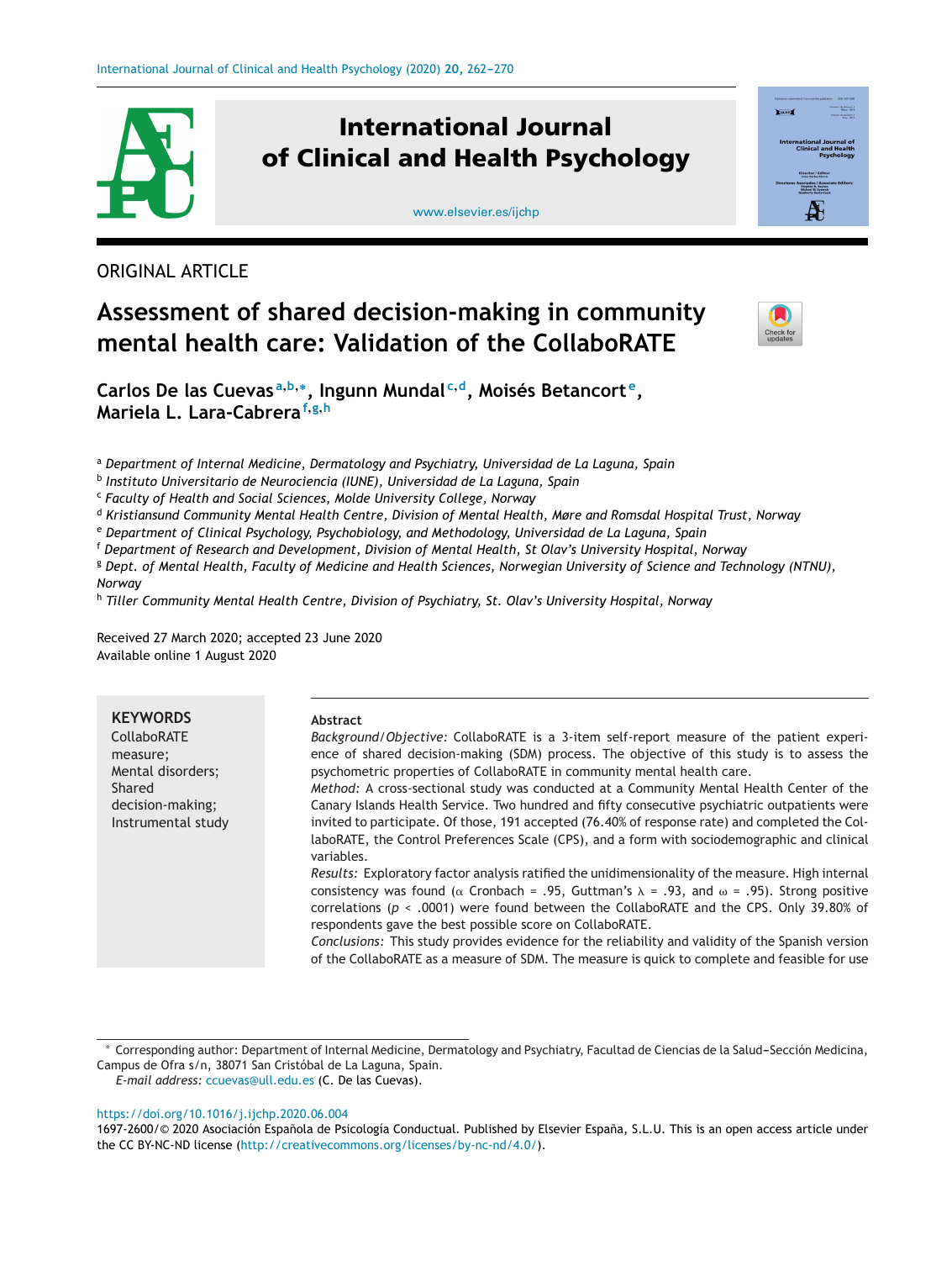ORIGINAL ARTICLE

# Assessment of shared decision-making in community mental health care: Validation of the CollaboRATE

**Carlos De las Cuevas** [a,b,*], **Ingunn Mundal** [c,d], **Moisés Betancort** [e], **Mariela L. Lara-Cabrera** [f,g,h]

[a] *Department of Internal Medicine, Dermatology and Psychiatry, Universidad de La Laguna, Spain*
[b] *Instituto Universitario de Neurociencia (IUNE), Universidad de La Laguna, Spain*
[c] *Faculty of Health and Social Sciences, Molde University College, Norway*
[d] *Kristiansund Community Mental Health Centre, Division of Mental Health, Møre and Romsdal Hospital Trust, Norway*
[e] *Department of Clinical Psychology, Psychobiology, and Methodology, Universidad de La Laguna, Spain*
[f] *Department of Research and Development, Division of Mental Health, St Olav's University Hospital, Norway*
[g] *Dept. of Mental Health, Faculty of Medicine and Health Sciences, Norwegian University of Science and Technology (NTNU), Norway*
[h] *Tiller Community Mental Health Centre, Division of Psychiatry, St. Olav's University Hospital, Norway*

Received 27 March 2020; accepted 23 June 2020
Available online 1 August 2020

**KEYWORDS**
CollaboRATE measure;
Mental disorders;
Shared decision-making;
Instrumental study

**Abstract**

*Background/Objective:* CollaboRATE is a 3-item self-report measure of the patient experience of shared decision-making (SDM) process. The objective of this study is to assess the psychometric properties of CollaboRATE in community mental health care.

*Method:* A cross-sectional study was conducted at a Community Mental Health Center of the Canary Islands Health Service. Two hundred and fifty consecutive psychiatric outpatients were invited to participate. Of those, 191 accepted (76.40% of response rate) and completed the CollaboRATE, the Control Preferences Scale (CPS), and a form with sociodemographic and clinical variables.

*Results:* Exploratory factor analysis ratified the unidimensionality of the measure. High internal consistency was found ($\alpha$ Cronbach = .95, Guttman's $\lambda$ = .93, and $\omega$ = .95). Strong positive correlations ($p$ < .0001) were found between the CollaboRATE and the CPS. Only 39.80% of respondents gave the best possible score on CollaboRATE.

*Conclusions:* This study provides evidence for the reliability and validity of the Spanish version of the CollaboRATE as a measure of SDM. The measure is quick to complete and feasible for use

* Corresponding author: Department of Internal Medicine, Dermatology and Psychiatry, Facultad de Ciencias de la Salud–Sección Medicina, Campus de Ofra s/n, 38071 San Cristóbal de La Laguna, Spain.
*E-mail address:* ccuevas@ull.edu.es (C. De las Cuevas).

https://doi.org/10.1016/j.ijchp.2020.06.004
1697-2600/© 2020 Asociación Española de Psicología Conductual. Published by Elsevier España, S.L.U. This is an open access article under the CC BY-NC-ND license (http://creativecommons.org/licenses/by-nc-nd/4.0/).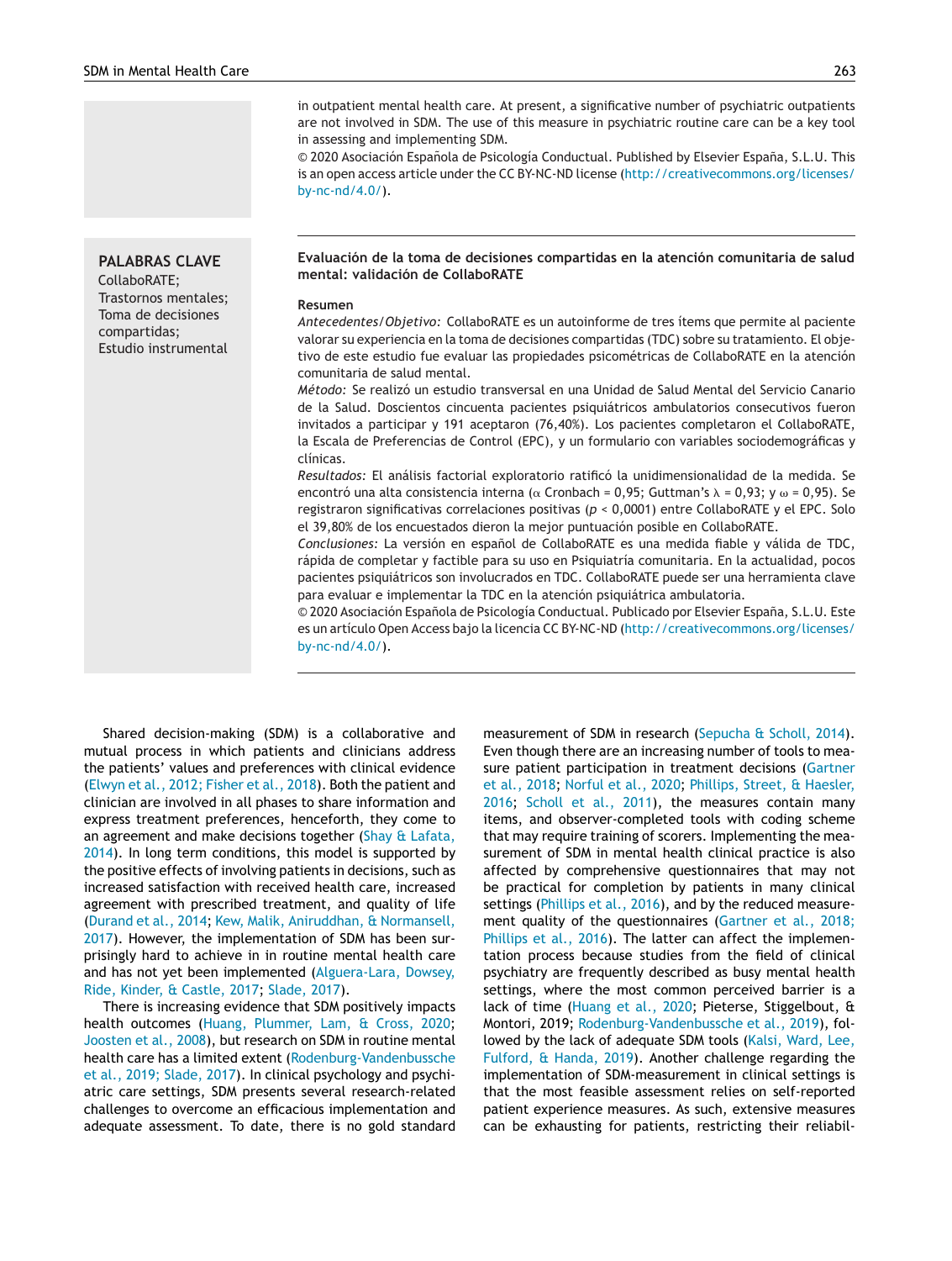in outpatient mental health care. At present, a significative number of psychiatric outpatients are not involved in SDM. The use of this measure in psychiatric routine care can be a key tool in assessing and implementing SDM.

© 2020 Asociación Española de Psicología Conductual. Published by Elsevier España, S.L.U. This is an open access article under the CC BY-NC-ND license (http://creativecommons.org/licenses/by-nc-nd/4.0/).

**PALABRAS CLAVE**
CollaboRATE;
Trastornos mentales;
Toma de decisiones compartidas;
Estudio instrumental

## Evaluación de la toma de decisiones compartidas en la atención comunitaria de salud mental: validación de CollaboRATE

**Resumen**

*Antecedentes/Objetivo:* CollaboRATE es un autoinforme de tres ítems que permite al paciente valorar su experiencia en la toma de decisiones compartidas (TDC) sobre su tratamiento. El objetivo de este estudio fue evaluar las propiedades psicométricas de CollaboRATE en la atención comunitaria de salud mental.

*Método:* Se realizó un estudio transversal en una Unidad de Salud Mental del Servicio Canario de la Salud. Doscientos cincuenta pacientes psiquiátricos ambulatorios consecutivos fueron invitados a participar y 191 aceptaron (76,40%). Los pacientes completaron el CollaboRATE, la Escala de Preferencias de Control (EPC), y un formulario con variables sociodemográficas y clínicas.

*Resultados:* El análisis factorial exploratorio ratificó la unidimensionalidad de la medida. Se encontró una alta consistencia interna ($\alpha$ Cronbach = 0,95; Guttman's $\lambda$ = 0,93; y $\omega$ = 0,95). Se registraron significativas correlaciones positivas ($p$ < 0,0001) entre CollaboRATE y el EPC. Solo el 39,80% de los encuestados dieron la mejor puntuación posible en CollaboRATE.

*Conclusiones:* La versión en español de CollaboRATE es una medida fiable y válida de TDC, rápida de completar y factible para su uso en Psiquiatría comunitaria. En la actualidad, pocos pacientes psiquiátricos son involucrados en TDC. CollaboRATE puede ser una herramienta clave para evaluar e implementar la TDC en la atención psiquiátrica ambulatoria.

© 2020 Asociación Española de Psicología Conductual. Publicado por Elsevier España, S.L.U. Este es un artículo Open Access bajo la licencia CC BY-NC-ND (http://creativecommons.org/licenses/by-nc-nd/4.0/).

Shared decision-making (SDM) is a collaborative and mutual process in which patients and clinicians address the patients' values and preferences with clinical evidence (Elwyn et al., 2012; Fisher et al., 2018). Both the patient and clinician are involved in all phases to share information and express treatment preferences, henceforth, they come to an agreement and make decisions together (Shay & Lafata, 2014). In long term conditions, this model is supported by the positive effects of involving patients in decisions, such as increased satisfaction with received health care, increased agreement with prescribed treatment, and quality of life (Durand et al., 2014; Kew, Malik, Aniruddhan, & Normansell, 2017). However, the implementation of SDM has been surprisingly hard to achieve in in routine mental health care and has not yet been implemented (Alguera-Lara, Dowsey, Ride, Kinder, & Castle, 2017; Slade, 2017).

There is increasing evidence that SDM positively impacts health outcomes (Huang, Plummer, Lam, & Cross, 2020; Joosten et al., 2008), but research on SDM in routine mental health care has a limited extent (Rodenburg-Vandenbussche et al., 2019; Slade, 2017). In clinical psychology and psychiatric care settings, SDM presents several research-related challenges to overcome an efficacious implementation and adequate assessment. To date, there is no gold standard measurement of SDM in research (Sepucha & Scholl, 2014). Even though there are an increasing number of tools to measure patient participation in treatment decisions (Gartner et al., 2018; Norful et al., 2020; Phillips, Street, & Haesler, 2016; Scholl et al., 2011), the measures contain many items, and observer-completed tools with coding scheme that may require training of scorers. Implementing the measurement of SDM in mental health clinical practice is also affected by comprehensive questionnaires that may not be practical for completion by patients in many clinical settings (Phillips et al., 2016), and by the reduced measurement quality of the questionnaires (Gartner et al., 2018; Phillips et al., 2016). The latter can affect the implementation process because studies from the field of clinical psychiatry are frequently described as busy mental health settings, where the most common perceived barrier is a lack of time (Huang et al., 2020; Pieterse, Stiggelbout, & Montori, 2019; Rodenburg-Vandenbussche et al., 2019), followed by the lack of adequate SDM tools (Kalsi, Ward, Lee, Fulford, & Handa, 2019). Another challenge regarding the implementation of SDM-measurement in clinical settings is that the most feasible assessment relies on self-reported patient experience measures. As such, extensive measures can be exhausting for patients, restricting their reliabil-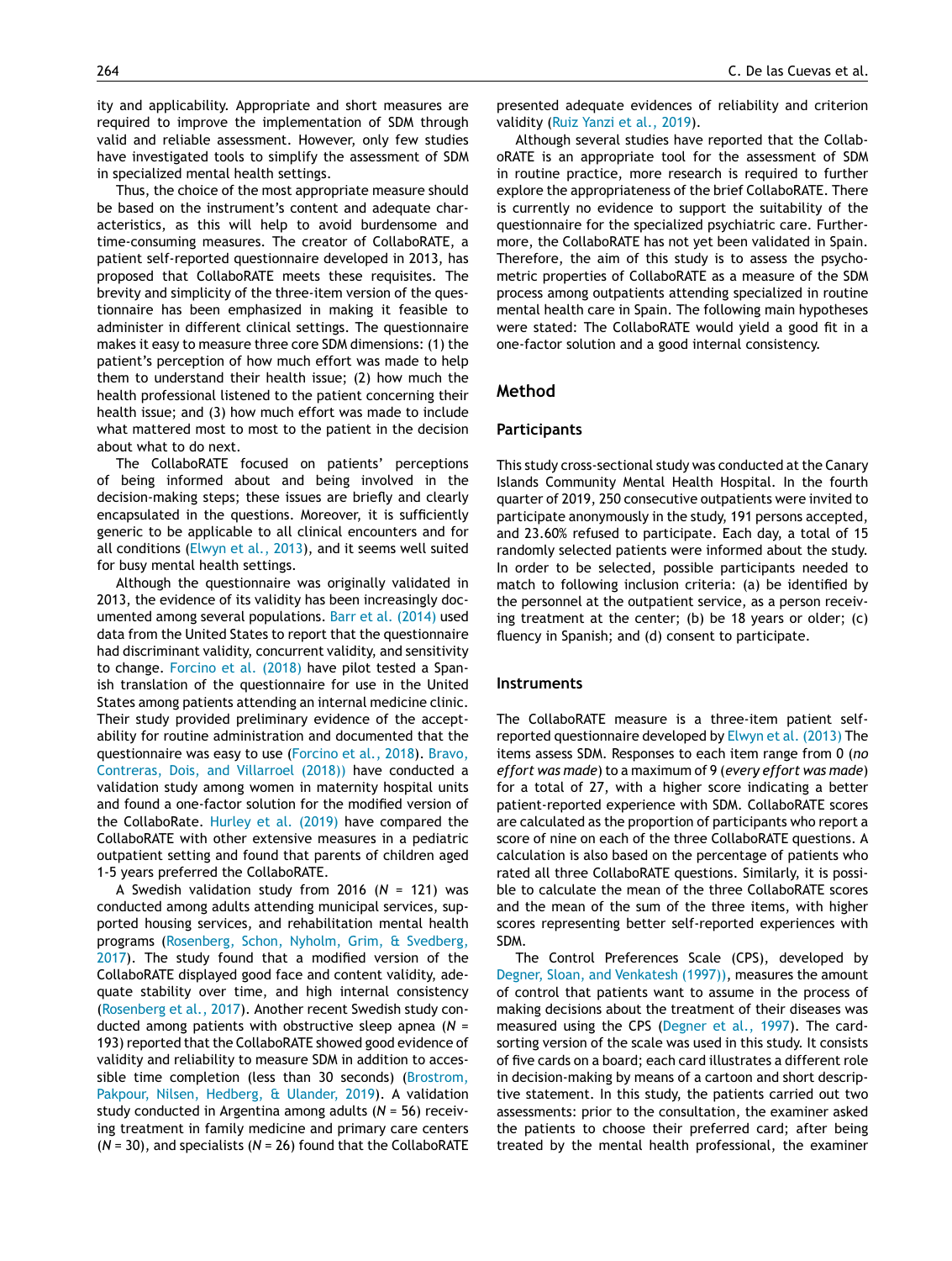ity and applicability. Appropriate and short measures are required to improve the implementation of SDM through valid and reliable assessment. However, only few studies have investigated tools to simplify the assessment of SDM in specialized mental health settings.

Thus, the choice of the most appropriate measure should be based on the instrument's content and adequate characteristics, as this will help to avoid burdensome and time-consuming measures. The creator of CollaboRATE, a patient self-reported questionnaire developed in 2013, has proposed that CollaboRATE meets these requisites. The brevity and simplicity of the three-item version of the questionnaire has been emphasized in making it feasible to administer in different clinical settings. The questionnaire makes it easy to measure three core SDM dimensions: (1) the patient's perception of how much effort was made to help them to understand their health issue; (2) how much the health professional listened to the patient concerning their health issue; and (3) how much effort was made to include what mattered most to most to the patient in the decision about what to do next.

The CollaboRATE focused on patients' perceptions of being informed about and being involved in the decision-making steps; these issues are briefly and clearly encapsulated in the questions. Moreover, it is sufficiently generic to be applicable to all clinical encounters and for all conditions (Elwyn et al., 2013), and it seems well suited for busy mental health settings.

Although the questionnaire was originally validated in 2013, the evidence of its validity has been increasingly documented among several populations. Barr et al. (2014) used data from the United States to report that the questionnaire had discriminant validity, concurrent validity, and sensitivity to change. Forcino et al. (2018) have pilot tested a Spanish translation of the questionnaire for use in the United States among patients attending an internal medicine clinic. Their study provided preliminary evidence of the acceptability for routine administration and documented that the questionnaire was easy to use (Forcino et al., 2018). Bravo, Contreras, Dois, and Villarroel (2018)) have conducted a validation study among women in maternity hospital units and found a one-factor solution for the modified version of the CollaboRate. Hurley et al. (2019) have compared the CollaboRATE with other extensive measures in a pediatric outpatient setting and found that parents of children aged 1-5 years preferred the CollaboRATE.

A Swedish validation study from 2016 ($N$ = 121) was conducted among adults attending municipal services, supported housing services, and rehabilitation mental health programs (Rosenberg, Schon, Nyholm, Grim, & Svedberg, 2017). The study found that a modified version of the CollaboRATE displayed good face and content validity, adequate stability over time, and high internal consistency (Rosenberg et al., 2017). Another recent Swedish study conducted among patients with obstructive sleep apnea ($N$ = 193) reported that the CollaboRATE showed good evidence of validity and reliability to measure SDM in addition to accessible time completion (less than 30 seconds) (Brostrom, Pakpour, Nilsen, Hedberg, & Ulander, 2019). A validation study conducted in Argentina among adults ($N$ = 56) receiving treatment in family medicine and primary care centers ($N$ = 30), and specialists ($N$ = 26) found that the CollaboRATE presented adequate evidences of reliability and criterion validity (Ruiz Yanzi et al., 2019).

Although several studies have reported that the CollaboRATE is an appropriate tool for the assessment of SDM in routine practice, more research is required to further explore the appropriateness of the brief CollaboRATE. There is currently no evidence to support the suitability of the questionnaire for the specialized psychiatric care. Furthermore, the CollaboRATE has not yet been validated in Spain. Therefore, the aim of this study is to assess the psychometric properties of CollaboRATE as a measure of the SDM process among outpatients attending specialized in routine mental health care in Spain. The following main hypotheses were stated: The CollaboRATE would yield a good fit in a one-factor solution and a good internal consistency.

## Method

### Participants

This study cross-sectional study was conducted at the Canary Islands Community Mental Health Hospital. In the fourth quarter of 2019, 250 consecutive outpatients were invited to participate anonymously in the study, 191 persons accepted, and 23.60% refused to participate. Each day, a total of 15 randomly selected patients were informed about the study. In order to be selected, possible participants needed to match to following inclusion criteria: (a) be identified by the personnel at the outpatient service, as a person receiving treatment at the center; (b) be 18 years or older; (c) fluency in Spanish; and (d) consent to participate.

### Instruments

The CollaboRATE measure is a three-item patient self-reported questionnaire developed by Elwyn et al. (2013) The items assess SDM. Responses to each item range from 0 (*no effort was made*) to a maximum of 9 (*every effort was made*) for a total of 27, with a higher score indicating a better patient-reported experience with SDM. CollaboRATE scores are calculated as the proportion of participants who report a score of nine on each of the three CollaboRATE questions. A calculation is also based on the percentage of patients who rated all three CollaboRATE questions. Similarly, it is possible to calculate the mean of the three CollaboRATE scores and the mean of the sum of the three items, with higher scores representing better self-reported experiences with SDM.

The Control Preferences Scale (CPS), developed by Degner, Sloan, and Venkatesh (1997)), measures the amount of control that patients want to assume in the process of making decisions about the treatment of their diseases was measured using the CPS (Degner et al., 1997). The card-sorting version of the scale was used in this study. It consists of five cards on a board; each card illustrates a different role in decision-making by means of a cartoon and short descriptive statement. In this study, the patients carried out two assessments: prior to the consultation, the examiner asked the patients to choose their preferred card; after being treated by the mental health professional, the examiner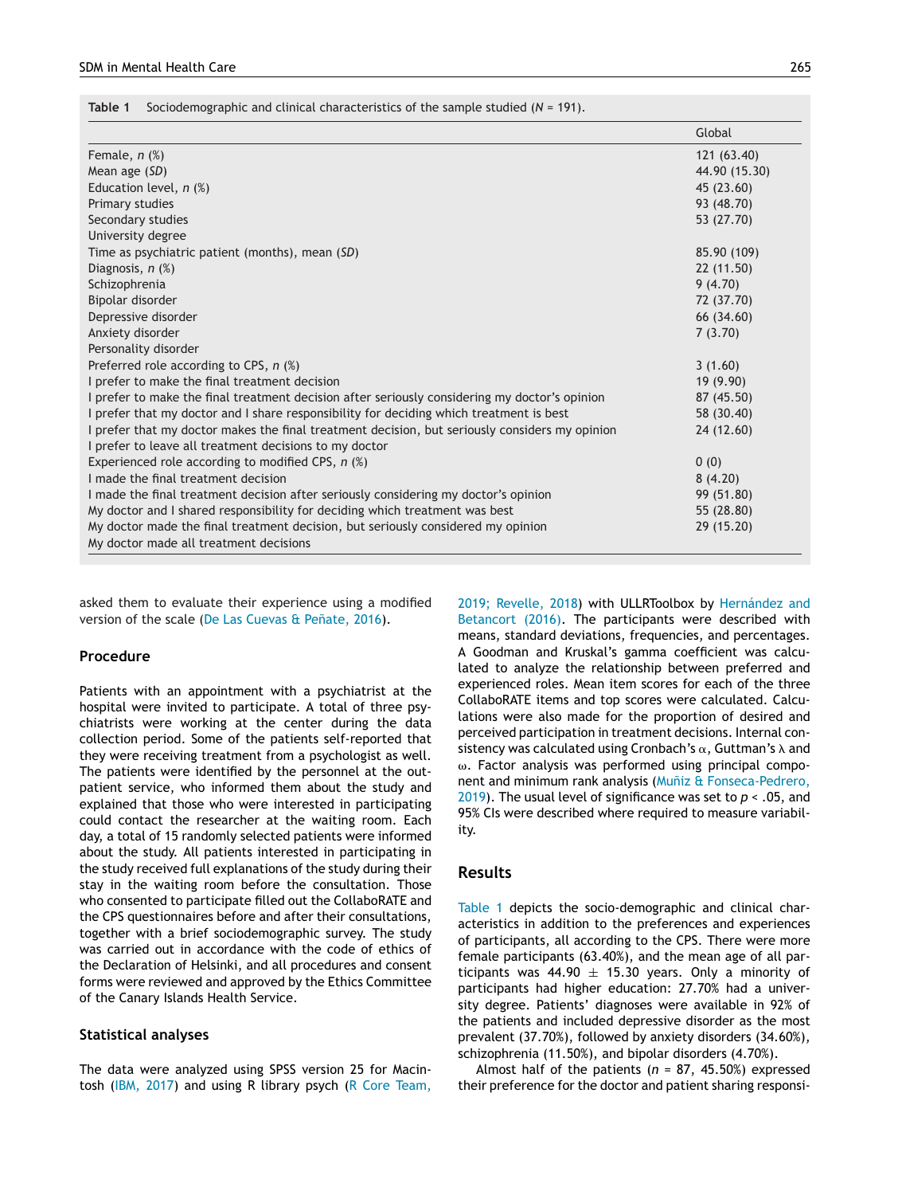**Table 1** Sociodemographic and clinical characteristics of the sample studied (*N* = 191).

| | Global |
|---|---|
| Female, *n* (%) | 121 (63.40) |
| Mean age (*SD*) | 44.90 (15.30) |
| Education level, *n* (%) | 45 (23.60) |
| Primary studies | 93 (48.70) |
| Secondary studies | 53 (27.70) |
| University degree | |
| Time as psychiatric patient (months), mean (*SD*) | 85.90 (109) |
| Diagnosis, *n* (%) | 22 (11.50) |
| Schizophrenia | 9 (4.70) |
| Bipolar disorder | 72 (37.70) |
| Depressive disorder | 66 (34.60) |
| Anxiety disorder | 7 (3.70) |
| Personality disorder | |
| Preferred role according to CPS, *n* (%) | 3 (1.60) |
| I prefer to make the final treatment decision | 19 (9.90) |
| I prefer to make the final treatment decision after seriously considering my doctor's opinion | 87 (45.50) |
| I prefer that my doctor and I share responsibility for deciding which treatment is best | 58 (30.40) |
| I prefer that my doctor makes the final treatment decision, but seriously considers my opinion | 24 (12.60) |
| I prefer to leave all treatment decisions to my doctor | |
| Experienced role according to modified CPS, *n* (%) | 0 (0) |
| I made the final treatment decision | 8 (4.20) |
| I made the final treatment decision after seriously considering my doctor's opinion | 99 (51.80) |
| My doctor and I shared responsibility for deciding which treatment was best | 55 (28.80) |
| My doctor made the final treatment decision, but seriously considered my opinion | 29 (15.20) |
| My doctor made all treatment decisions | |

asked them to evaluate their experience using a modified version of the scale (De Las Cuevas & Peñate, 2016).

### Procedure

Patients with an appointment with a psychiatrist at the hospital were invited to participate. A total of three psychiatrists were working at the center during the data collection period. Some of the patients self-reported that they were receiving treatment from a psychologist as well. The patients were identified by the personnel at the outpatient service, who informed them about the study and explained that those who were interested in participating could contact the researcher at the waiting room. Each day, a total of 15 randomly selected patients were informed about the study. All patients interested in participating in the study received full explanations of the study during their stay in the waiting room before the consultation. Those who consented to participate filled out the CollaboRATE and the CPS questionnaires before and after their consultations, together with a brief sociodemographic survey. The study was carried out in accordance with the code of ethics of the Declaration of Helsinki, and all procedures and consent forms were reviewed and approved by the Ethics Committee of the Canary Islands Health Service.

### Statistical analyses

The data were analyzed using SPSS version 25 for Macintosh (IBM, 2017) and using R library psych (R Core Team, 2019; Revelle, 2018) with ULLRToolbox by Hernández and Betancort (2016). The participants were described with means, standard deviations, frequencies, and percentages. A Goodman and Kruskal's gamma coefficient was calculated to analyze the relationship between preferred and experienced roles. Mean item scores for each of the three CollaboRATE items and top scores were calculated. Calculations were also made for the proportion of desired and perceived participation in treatment decisions. Internal consistency was calculated using Cronbach's $\alpha$, Guttman's $\lambda$ and $\omega$. Factor analysis was performed using principal component and minimum rank analysis (Muñiz & Fonseca-Pedrero, 2019). The usual level of significance was set to $p < .05$, and 95% CIs were described where required to measure variability.

## Results

Table 1 depicts the socio-demographic and clinical characteristics in addition to the preferences and experiences of participants, all according to the CPS. There were more female participants (63.40%), and the mean age of all participants was 44.90 ± 15.30 years. Only a minority of participants had higher education: 27.70% had a university degree. Patients' diagnoses were available in 92% of the patients and included depressive disorder as the most prevalent (37.70%), followed by anxiety disorders (34.60%), schizophrenia (11.50%), and bipolar disorders (4.70%).

Almost half of the patients (*n* = 87, 45.50%) expressed their preference for the doctor and patient sharing responsi-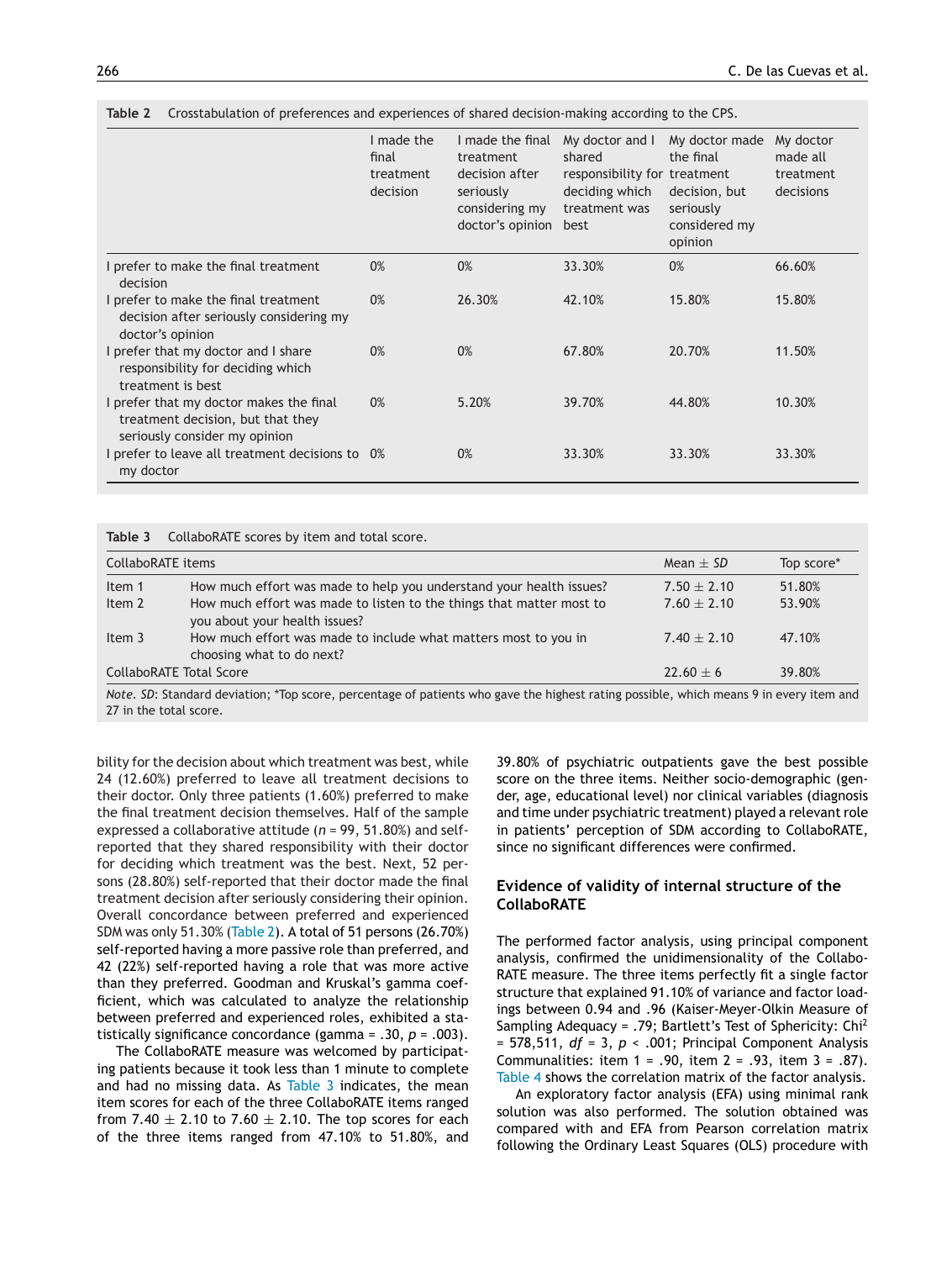Table 2 Crosstabulation of preferences and experiences of shared decision-making according to the CPS.

| | I made the final treatment decision | I made the final treatment decision after seriously considering my doctor's opinion | My doctor and I shared responsibility for deciding which treatment was best | My doctor made the final treatment decision, but seriously considered my opinion | My doctor made all treatment decisions |
|---|---|---|---|---|---|
| I prefer to make the final treatment decision | 0% | 0% | 33.30% | 0% | 66.60% |
| I prefer to make the final treatment decision after seriously considering my doctor's opinion | 0% | 26.30% | 42.10% | 15.80% | 15.80% |
| I prefer that my doctor and I share responsibility for deciding which treatment is best | 0% | 0% | 67.80% | 20.70% | 11.50% |
| I prefer that my doctor makes the final treatment decision, but that they seriously consider my opinion | 0% | 5.20% | 39.70% | 44.80% | 10.30% |
| I prefer to leave all treatment decisions to my doctor | 0% | 0% | 33.30% | 33.30% | 33.30% |

Table 3 CollaboRATE scores by item and total score.

| CollaboRATE items | | Mean ± *SD* | Top score* |
|---|---|---|---|
| Item 1 | How much effort was made to help you understand your health issues? | 7.50 ± 2.10 | 51.80% |
| Item 2 | How much effort was made to listen to the things that matter most to you about your health issues? | 7.60 ± 2.10 | 53.90% |
| Item 3 | How much effort was made to include what matters most to you in choosing what to do next? | 7.40 ± 2.10 | 47.10% |
| CollaboRATE Total Score | | 22.60 ± 6 | 39.80% |

*Note. SD*: Standard deviation; *Top score, percentage of patients who gave the highest rating possible, which means 9 in every item and 27 in the total score.

bility for the decision about which treatment was best, while 24 (12.60%) preferred to leave all treatment decisions to their doctor. Only three patients (1.60%) preferred to make the final treatment decision themselves. Half of the sample expressed a collaborative attitude ($n$ = 99, 51.80%) and self-reported that they shared responsibility with their doctor for deciding which treatment was the best. Next, 52 persons (28.80%) self-reported that their doctor made the final treatment decision after seriously considering their opinion. Overall concordance between preferred and experienced SDM was only 51.30% (Table 2). A total of 51 persons (26.70%) self-reported having a more passive role than preferred, and 42 (22%) self-reported having a role that was more active than they preferred. Goodman and Kruskal's gamma coefficient, which was calculated to analyze the relationship between preferred and experienced roles, exhibited a statistically significance concordance (gamma = .30, $p$ = .003).

The CollaboRATE measure was welcomed by participating patients because it took less than 1 minute to complete and had no missing data. As Table 3 indicates, the mean item scores for each of the three CollaboRATE items ranged from 7.40 ± 2.10 to 7.60 ± 2.10. The top scores for each of the three items ranged from 47.10% to 51.80%, and 39.80% of psychiatric outpatients gave the best possible score on the three items. Neither socio-demographic (gender, age, educational level) nor clinical variables (diagnosis and time under psychiatric treatment) played a relevant role in patients' perception of SDM according to CollaboRATE, since no significant differences were confirmed.

## Evidence of validity of internal structure of the CollaboRATE

The performed factor analysis, using principal component analysis, confirmed the unidimensionality of the CollaboRATE measure. The three items perfectly fit a single factor structure that explained 91.10% of variance and factor loadings between 0.94 and .96 (Kaiser-Meyer-Olkin Measure of Sampling Adequacy = .79; Bartlett's Test of Sphericity: $Chi^2$ = 578,511, $df$ = 3, $p$ < .001; Principal Component Analysis Communalities: item 1 = .90, item 2 = .93, item 3 = .87). Table 4 shows the correlation matrix of the factor analysis.

An exploratory factor analysis (EFA) using minimal rank solution was also performed. The solution obtained was compared with and EFA from Pearson correlation matrix following the Ordinary Least Squares (OLS) procedure with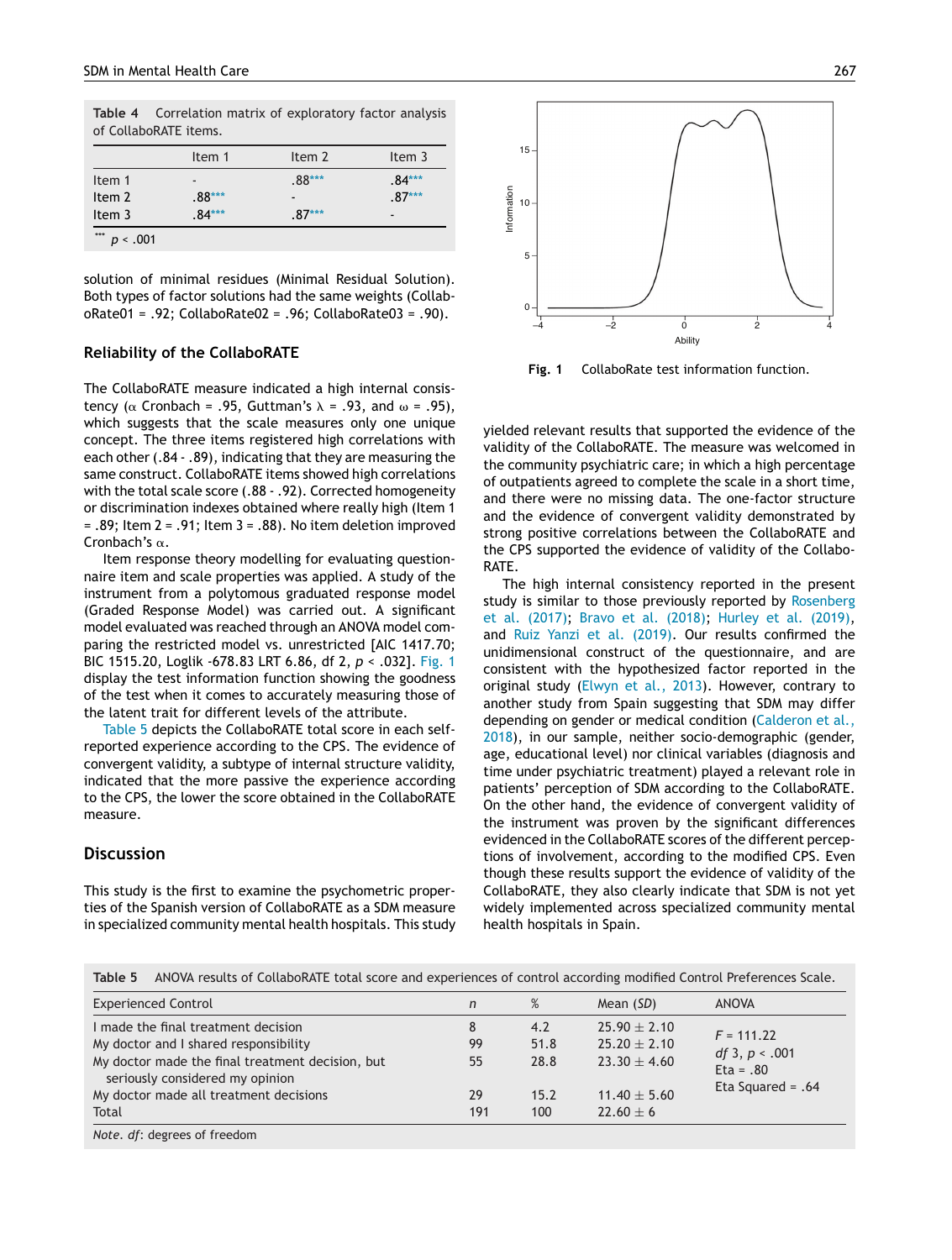**Table 4** Correlation matrix of exploratory factor analysis of CollaboRATE items.

| | Item 1 | Item 2 | Item 3 |
|---|---|---|---|
| Item 1 | - | .88*** | .84*** |
| Item 2 | .88*** | - | .87*** |
| Item 3 | .84*** | .87*** | - |

*** $p < .001$

solution of minimal residues (Minimal Residual Solution). Both types of factor solutions had the same weights (CollaboRate01 = .92; CollaboRate02 = .96; CollaboRate03 = .90).

## Reliability of the CollaboRATE

The CollaboRATE measure indicated a high internal consistency ($\alpha$ Cronbach = .95, Guttman's $\lambda$ = .93, and $\omega$ = .95), which suggests that the scale measures only one unique concept. The three items registered high correlations with each other (.84 - .89), indicating that they are measuring the same construct. CollaboRATE items showed high correlations with the total scale score (.88 - .92). Corrected homogeneity or discrimination indexes obtained where really high (Item 1 = .89; Item 2 = .91; Item 3 = .88). No item deletion improved Cronbach's $\alpha$.

Item response theory modelling for evaluating questionnaire item and scale properties was applied. A study of the instrument from a polytomous graduated response model (Graded Response Model) was carried out. A significant model evaluated was reached through an ANOVA model comparing the restricted model vs. unrestricted [AIC 1417.70; BIC 1515.20, Loglik -678.83 LRT 6.86, df 2, $p < .032$]. Fig. 1 display the test information function showing the goodness of the test when it comes to accurately measuring those of the latent trait for different levels of the attribute.

Table 5 depicts the CollaboRATE total score in each self-reported experience according to the CPS. The evidence of convergent validity, a subtype of internal structure validity, indicated that the more passive the experience according to the CPS, the lower the score obtained in the CollaboRATE measure.

**Fig. 1** CollaboRate test information function.

## Discussion

This study is the first to examine the psychometric properties of the Spanish version of CollaboRATE as a SDM measure in specialized community mental health hospitals. This study yielded relevant results that supported the evidence of the validity of the CollaboRATE. The measure was welcomed in the community psychiatric care; in which a high percentage of outpatients agreed to complete the scale in a short time, and there were no missing data. The one-factor structure and the evidence of convergent validity demonstrated by strong positive correlations between the CollaboRATE and the CPS supported the evidence of validity of the CollaboRATE.

The high internal consistency reported in the present study is similar to those previously reported by Rosenberg et al. (2017); Bravo et al. (2018); Hurley et al. (2019), and Ruiz Yanzi et al. (2019). Our results confirmed the unidimensional construct of the questionnaire, and are consistent with the hypothesized factor reported in the original study (Elwyn et al., 2013). However, contrary to another study from Spain suggesting that SDM may differ depending on gender or medical condition (Calderon et al., 2018), in our sample, neither socio-demographic (gender, age, educational level) nor clinical variables (diagnosis and time under psychiatric treatment) played a relevant role in patients' perception of SDM according to the CollaboRATE. On the other hand, the evidence of convergent validity of the instrument was proven by the significant differences evidenced in the CollaboRATE scores of the different perceptions of involvement, according to the modified CPS. Even though these results support the evidence of validity of the CollaboRATE, they also clearly indicate that SDM is not yet widely implemented across specialized community mental health hospitals in Spain.

**Table 5** ANOVA results of CollaboRATE total score and experiences of control according modified Control Preferences Scale.

| Experienced Control | *n* | % | Mean (*SD*) | ANOVA |
|---|---|---|---|---|
| I made the final treatment decision | 8 | 4.2 | 25.90 ± 2.10 | $F$ = 111.22 |
| My doctor and I shared responsibility | 99 | 51.8 | 25.20 ± 2.10 | *df* 3, $p < .001$ |
| My doctor made the final treatment decision, but seriously considered my opinion | 55 | 28.8 | 23.30 ± 4.60 | Eta = .80 |
| My doctor made all treatment decisions | 29 | 15.2 | 11.40 ± 5.60 | Eta Squared = .64 |
| Total | 191 | 100 | 22.60 ± 6 | |

*Note. df*: degrees of freedom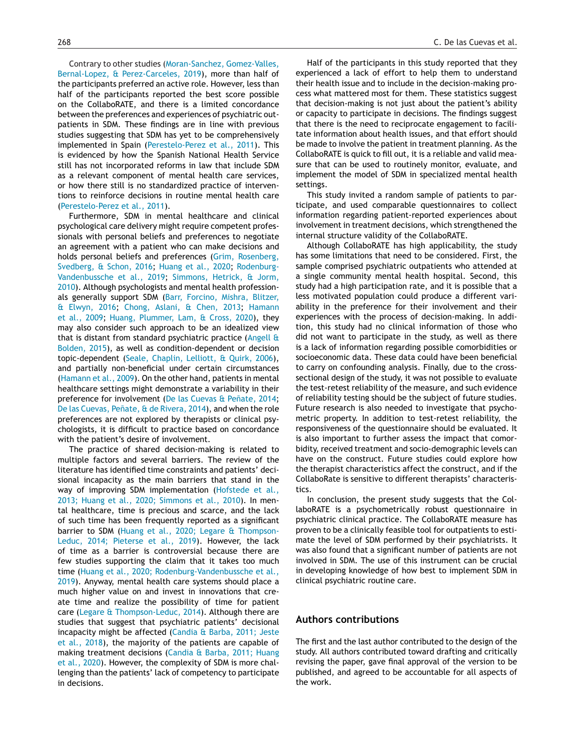Contrary to other studies (Moran-Sanchez, Gomez-Valles, Bernal-Lopez, & Perez-Carceles, 2019), more than half of the participants preferred an active role. However, less than half of the participants reported the best score possible on the CollaboRATE, and there is a limited concordance between the preferences and experiences of psychiatric outpatients in SDM. These findings are in line with previous studies suggesting that SDM has yet to be comprehensively implemented in Spain (Perestelo-Perez et al., 2011). This is evidenced by how the Spanish National Health Service still has not incorporated reforms in law that include SDM as a relevant component of mental health care services, or how there still is no standardized practice of interventions to reinforce decisions in routine mental health care (Perestelo-Perez et al., 2011).

Furthermore, SDM in mental healthcare and clinical psychological care delivery might require competent professionals with personal beliefs and preferences to negotiate an agreement with a patient who can make decisions and holds personal beliefs and preferences (Grim, Rosenberg, Svedberg, & Schon, 2016; Huang et al., 2020; Rodenburg-Vandenbussche et al., 2019; Simmons, Hetrick, & Jorm, 2010). Although psychologists and mental health professionals generally support SDM (Barr, Forcino, Mishra, Blitzer, & Elwyn, 2016; Chong, Aslani, & Chen, 2013; Hamann et al., 2009; Huang, Plummer, Lam, & Cross, 2020), they may also consider such approach to be an idealized view that is distant from standard psychiatric practice (Angell & Bolden, 2015), as well as condition-dependent or decision topic-dependent (Seale, Chaplin, Lelliott, & Quirk, 2006), and partially non-beneficial under certain circumstances (Hamann et al., 2009). On the other hand, patients in mental healthcare settings might demonstrate a variability in their preference for involvement (De las Cuevas & Peñate, 2014; De las Cuevas, Peñate, & de Rivera, 2014), and when the role preferences are not explored by therapists or clinical psychologists, it is difficult to practice based on concordance with the patient's desire of involvement.

The practice of shared decision-making is related to multiple factors and several barriers. The review of the literature has identified time constraints and patients' decisional incapacity as the main barriers that stand in the way of improving SDM implementation (Hofstede et al., 2013; Huang et al., 2020; Simmons et al., 2010). In mental healthcare, time is precious and scarce, and the lack of such time has been frequently reported as a significant barrier to SDM (Huang et al., 2020; Legare & Thompson-Leduc, 2014; Pieterse et al., 2019). However, the lack of time as a barrier is controversial because there are few studies supporting the claim that it takes too much time (Huang et al., 2020; Rodenburg-Vandenbussche et al., 2019). Anyway, mental health care systems should place a much higher value on and invest in innovations that create time and realize the possibility of time for patient care (Legare & Thompson-Leduc, 2014). Although there are studies that suggest that psychiatric patients' decisional incapacity might be affected (Candia & Barba, 2011; Jeste et al., 2018), the majority of the patients are capable of making treatment decisions (Candia & Barba, 2011; Huang et al., 2020). However, the complexity of SDM is more challenging than the patients' lack of competency to participate in decisions.

Half of the participants in this study reported that they experienced a lack of effort to help them to understand their health issue and to include in the decision-making process what mattered most for them. These statistics suggest that decision-making is not just about the patient's ability or capacity to participate in decisions. The findings suggest that there is the need to reciprocate engagement to facilitate information about health issues, and that effort should be made to involve the patient in treatment planning. As the CollaboRATE is quick to fill out, it is a reliable and valid measure that can be used to routinely monitor, evaluate, and implement the model of SDM in specialized mental health settings.

This study invited a random sample of patients to participate, and used comparable questionnaires to collect information regarding patient-reported experiences about involvement in treatment decisions, which strengthened the internal structure validity of the CollaboRATE.

Although CollaboRATE has high applicability, the study has some limitations that need to be considered. First, the sample comprised psychiatric outpatients who attended at a single community mental health hospital. Second, this study had a high participation rate, and it is possible that a less motivated population could produce a different variability in the preference for their involvement and their experiences with the process of decision-making. In addition, this study had no clinical information of those who did not want to participate in the study, as well as there is a lack of information regarding possible comorbidities or socioeconomic data. These data could have been beneficial to carry on confounding analysis. Finally, due to the cross-sectional design of the study, it was not possible to evaluate the test-retest reliability of the measure, and such evidence of reliability testing should be the subject of future studies. Future research is also needed to investigate that psychometric property. In addition to test-retest reliability, the responsiveness of the questionnaire should be evaluated. It is also important to further assess the impact that comorbidity, received treatment and socio-demographic levels can have on the construct. Future studies could explore how the therapist characteristics affect the construct, and if the CollaboRate is sensitive to different therapists' characteristics.

In conclusion, the present study suggests that the CollaboRATE is a psychometrically robust questionnaire in psychiatric clinical practice. The CollaboRATE measure has proven to be a clinically feasible tool for outpatients to estimate the level of SDM performed by their psychiatrists. It was also found that a significant number of patients are not involved in SDM. The use of this instrument can be crucial in developing knowledge of how best to implement SDM in clinical psychiatric routine care.

## Authors contributions

The first and the last author contributed to the design of the study. All authors contributed toward drafting and critically revising the paper, gave final approval of the version to be published, and agreed to be accountable for all aspects of the work.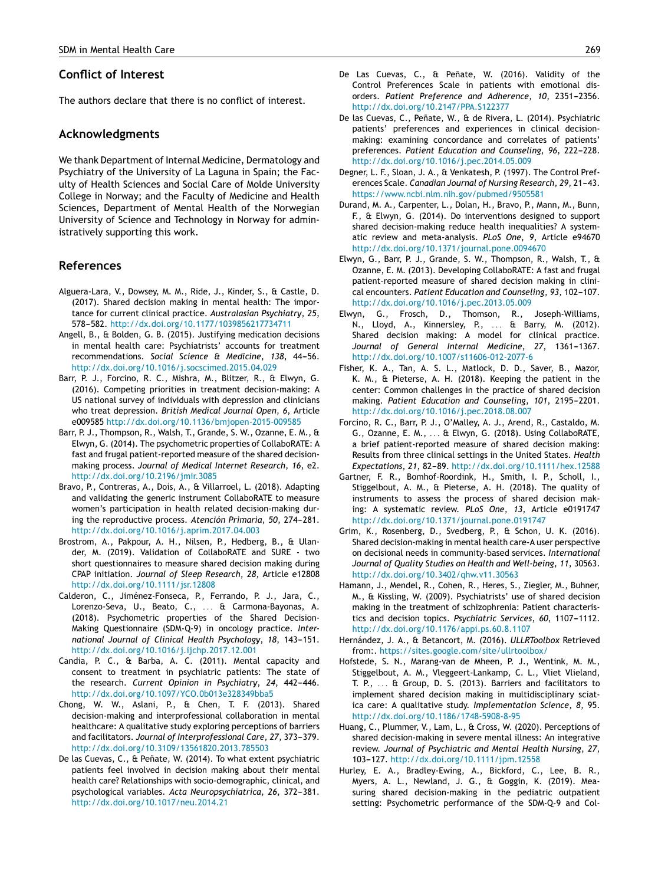## Conflict of Interest

The authors declare that there is no conflict of interest.

## Acknowledgments

We thank Department of Internal Medicine, Dermatology and Psychiatry of the University of La Laguna in Spain; the Faculty of Health Sciences and Social Care of Molde University College in Norway; and the Faculty of Medicine and Health Sciences, Department of Mental Health of the Norwegian University of Science and Technology in Norway for administratively supporting this work.

## References

Alguera-Lara, V., Dowsey, M. M., Ride, J., Kinder, S., & Castle, D. (2017). Shared decision making in mental health: The importance for current clinical practice. *Australasian Psychiatry*, *25*, 578–582. http://dx.doi.org/10.1177/1039856217734711

Angell, B., & Bolden, G. B. (2015). Justifying medication decisions in mental health care: Psychiatrists' accounts for treatment recommendations. *Social Science & Medicine*, *138*, 44–56. http://dx.doi.org/10.1016/j.socscimed.2015.04.029

Barr, P. J., Forcino, R. C., Mishra, M., Blitzer, R., & Elwyn, G. (2016). Competing priorities in treatment decision-making: A US national survey of individuals with depression and clinicians who treat depression. *British Medical Journal Open*, *6*, Article e009585 http://dx.doi.org/10.1136/bmjopen-2015-009585

Barr, P. J., Thompson, R., Walsh, T., Grande, S. W., Ozanne, E. M., & Elwyn, G. (2014). The psychometric properties of CollaboRATE: A fast and frugal patient-reported measure of the shared decision-making process. *Journal of Medical Internet Research*, *16*, e2. http://dx.doi.org/10.2196/jmir.3085

Bravo, P., Contreras, A., Dois, A., & Villarroel, L. (2018). Adapting and validating the generic instrument CollaboRATE to measure women's participation in health related decision-making during the reproductive process. *Atención Primaria*, *50*, 274–281. http://dx.doi.org/10.1016/j.aprim.2017.04.003

Brostrom, A., Pakpour, A. H., Nilsen, P., Hedberg, B., & Ulander, M. (2019). Validation of CollaboRATE and SURE - two short questionnaires to measure shared decision making during CPAP initiation. *Journal of Sleep Research*, *28*, Article e12808 http://dx.doi.org/10.1111/jsr.12808

Calderon, C., Jiménez-Fonseca, P., Ferrando, P. J., Jara, C., Lorenzo-Seva, U., Beato, C., ... & Carmona-Bayonas, A. (2018). Psychometric properties of the Shared Decision-Making Questionnaire (SDM-Q-9) in oncology practice. *International Journal of Clinical Health Psychology*, *18*, 143–151. http://dx.doi.org/10.1016/j.ijchp.2017.12.001

Candia, P. C., & Barba, A. C. (2011). Mental capacity and consent to treatment in psychiatric patients: The state of the research. *Current Opinion in Psychiatry*, *24*, 442–446. http://dx.doi.org/10.1097/YCO.0b013e328349bba5

Chong, W. W., Aslani, P., & Chen, T. F. (2013). Shared decision-making and interprofessional collaboration in mental healthcare: A qualitative study exploring perceptions of barriers and facilitators. *Journal of Interprofessional Care*, *27*, 373–379. http://dx.doi.org/10.3109/13561820.2013.785503

De las Cuevas, C., & Peñate, W. (2014). To what extent psychiatric patients feel involved in decision making about their mental health care? Relationships with socio-demographic, clinical, and psychological variables. *Acta Neuropsychiatrica*, *26*, 372–381. http://dx.doi.org/10.1017/neu.2014.21

De Las Cuevas, C., & Peñate, W. (2016). Validity of the Control Preferences Scale in patients with emotional disorders. *Patient Preference and Adherence*, *10*, 2351–2356. http://dx.doi.org/10.2147/PPA.S122377

De las Cuevas, C., Peñate, W., & de Rivera, L. (2014). Psychiatric patients' preferences and experiences in clinical decision-making: examining concordance and correlates of patients' preferences. *Patient Education and Counseling*, *96*, 222–228. http://dx.doi.org/10.1016/j.pec.2014.05.009

Degner, L. F., Sloan, J. A., & Venkatesh, P. (1997). The Control Preferences Scale. *Canadian Journal of Nursing Research*, *29*, 21–43. https://www.ncbi.nlm.nih.gov/pubmed/9505581

Durand, M. A., Carpenter, L., Dolan, H., Bravo, P., Mann, M., Bunn, F., & Elwyn, G. (2014). Do interventions designed to support shared decision-making reduce health inequalities? A systematic review and meta-analysis. *PLoS One*, *9*, Article e94670 http://dx.doi.org/10.1371/journal.pone.0094670

Elwyn, G., Barr, P. J., Grande, S. W., Thompson, R., Walsh, T., & Ozanne, E. M. (2013). Developing CollaboRATE: A fast and frugal patient-reported measure of shared decision making in clinical encounters. *Patient Education and Counseling*, *93*, 102–107. http://dx.doi.org/10.1016/j.pec.2013.05.009

Elwyn, G., Frosch, D., Thomson, R., Joseph-Williams, N., Lloyd, A., Kinnersley, P., ... & Barry, M. (2012). Shared decision making: A model for clinical practice. *Journal of General Internal Medicine*, *27*, 1361–1367. http://dx.doi.org/10.1007/s11606-012-2077-6

Fisher, K. A., Tan, A. S. L., Matlock, D. D., Saver, B., Mazor, K. M., & Pieterse, A. H. (2018). Keeping the patient in the center: Common challenges in the practice of shared decision making. *Patient Education and Counseling*, *101*, 2195–2201. http://dx.doi.org/10.1016/j.pec.2018.08.007

Forcino, R. C., Barr, P. J., O'Malley, A. J., Arend, R., Castaldo, M. G., Ozanne, E. M., ... & Elwyn, G. (2018). Using CollaboRATE, a brief patient-reported measure of shared decision making: Results from three clinical settings in the United States. *Health Expectations*, *21*, 82–89. http://dx.doi.org/10.1111/hex.12588

Gartner, F. R., Bomhof-Roordink, H., Smith, I. P., Scholl, I., Stiggelbout, A. M., & Pieterse, A. H. (2018). The quality of instruments to assess the process of shared decision making: A systematic review. *PLoS One*, *13*, Article e0191747 http://dx.doi.org/10.1371/journal.pone.0191747

Grim, K., Rosenberg, D., Svedberg, P., & Schon, U. K. (2016). Shared decision-making in mental health care-A user perspective on decisional needs in community-based services. *International Journal of Quality Studies on Health and Well-being*, *11*, 30563. http://dx.doi.org/10.3402/qhw.v11.30563

Hamann, J., Mendel, R., Cohen, R., Heres, S., Ziegler, M., Buhner, M., & Kissling, W. (2009). Psychiatrists' use of shared decision making in the treatment of schizophrenia: Patient characteristics and decision topics. *Psychiatric Services*, *60*, 1107–1112. http://dx.doi.org/10.1176/appi.ps.60.8.1107

Hernández, J. A., & Betancort, M. (2016). *ULLRToolbox* Retrieved from:. https://sites.google.com/site/ullrtoolbox/

Hofstede, S. N., Marang-van de Mheen, P. J., Wentink, M. M., Stiggelbout, A. M., Vleggeert-Lankamp, C. L., Vliet Vlieland, T. P., ... & Group, D. S. (2013). Barriers and facilitators to implement shared decision making in multidisciplinary sciatica care: A qualitative study. *Implementation Science*, *8*, 95. http://dx.doi.org/10.1186/1748-5908-8-95

Huang, C., Plummer, V., Lam, L., & Cross, W. (2020). Perceptions of shared decision-making in severe mental illness: An integrative review. *Journal of Psychiatric and Mental Health Nursing*, *27*, 103–127. http://dx.doi.org/10.1111/jpm.12558

Hurley, E. A., Bradley-Ewing, A., Bickford, C., Lee, B. R., Myers, A. L., Newland, J. G., & Goggin, K. (2019). Measuring shared decision-making in the pediatric outpatient setting: Psychometric performance of the SDM-Q-9 and Col-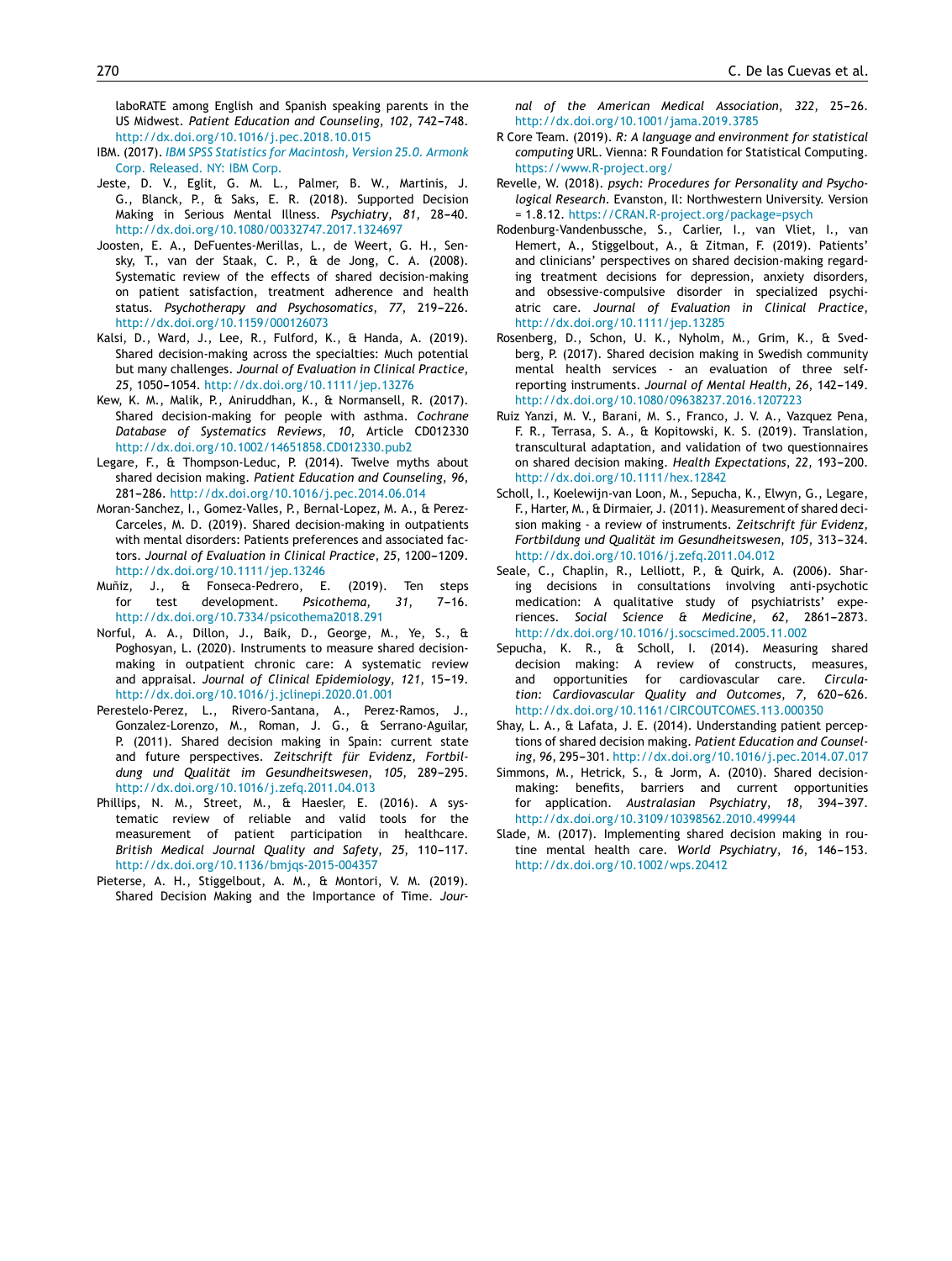laboRATE among English and Spanish speaking parents in the US Midwest. *Patient Education and Counseling*, *102*, 742–748. http://dx.doi.org/10.1016/j.pec.2018.10.015

IBM. (2017). *IBM SPSS Statistics for Macintosh, Version 25.0. Armonk Corp. Released. NY: IBM Corp.*

Jeste, D. V., Eglit, G. M. L., Palmer, B. W., Martinis, J. G., Blanck, P., & Saks, E. R. (2018). Supported Decision Making in Serious Mental Illness. *Psychiatry*, *81*, 28–40. http://dx.doi.org/10.1080/00332747.2017.1324697

Joosten, E. A., DeFuentes-Merillas, L., de Weert, G. H., Sensky, T., van der Staak, C. P., & de Jong, C. A. (2008). Systematic review of the effects of shared decision-making on patient satisfaction, treatment adherence and health status. *Psychotherapy and Psychosomatics*, *77*, 219–226. http://dx.doi.org/10.1159/000126073

Kalsi, D., Ward, J., Lee, R., Fulford, K., & Handa, A. (2019). Shared decision-making across the specialties: Much potential but many challenges. *Journal of Evaluation in Clinical Practice*, *25*, 1050–1054. http://dx.doi.org/10.1111/jep.13276

Kew, K. M., Malik, P., Aniruddhan, K., & Normansell, R. (2017). Shared decision-making for people with asthma. *Cochrane Database of Systematics Reviews*, *10*, Article CD012330 http://dx.doi.org/10.1002/14651858.CD012330.pub2

Legare, F., & Thompson-Leduc, P. (2014). Twelve myths about shared decision making. *Patient Education and Counseling*, *96*, 281–286. http://dx.doi.org/10.1016/j.pec.2014.06.014

Moran-Sanchez, I., Gomez-Valles, P., Bernal-Lopez, M. A., & Perez-Carceles, M. D. (2019). Shared decision-making in outpatients with mental disorders: Patients preferences and associated factors. *Journal of Evaluation in Clinical Practice*, *25*, 1200–1209. http://dx.doi.org/10.1111/jep.13246

Muñiz, J., & Fonseca-Pedrero, E. (2019). Ten steps for test development. *Psicothema*, *31*, 7–16. http://dx.doi.org/10.7334/psicothema2018.291

Norful, A. A., Dillon, J., Baik, D., George, M., Ye, S., & Poghosyan, L. (2020). Instruments to measure shared decision-making in outpatient chronic care: A systematic review and appraisal. *Journal of Clinical Epidemiology*, *121*, 15–19. http://dx.doi.org/10.1016/j.jclinepi.2020.01.001

Perestelo-Perez, L., Rivero-Santana, A., Perez-Ramos, J., Gonzalez-Lorenzo, M., Roman, J. G., & Serrano-Aguilar, P. (2011). Shared decision making in Spain: current state and future perspectives. *Zeitschrift für Evidenz, Fortbildung und Qualität im Gesundheitswesen*, *105*, 289–295. http://dx.doi.org/10.1016/j.zefq.2011.04.013

Phillips, N. M., Street, M., & Haesler, E. (2016). A systematic review of reliable and valid tools for the measurement of patient participation in healthcare. *British Medical Journal Quality and Safety*, *25*, 110–117. http://dx.doi.org/10.1136/bmjqs-2015-004357

Pieterse, A. H., Stiggelbout, A. M., & Montori, V. M. (2019). Shared Decision Making and the Importance of Time. *Journal of the American Medical Association*, *322*, 25–26. http://dx.doi.org/10.1001/jama.2019.3785

R Core Team. (2019). *R: A language and environment for statistical computing* URL. Vienna: R Foundation for Statistical Computing. https://www.R-project.org/

Revelle, W. (2018). *psych: Procedures for Personality and Psychological Research*. Evanston, Il: Northwestern University. Version = 1.8.12. https://CRAN.R-project.org/package=psych

Rodenburg-Vandenbussche, S., Carlier, I., van Vliet, I., van Hemert, A., Stiggelbout, A., & Zitman, F. (2019). Patients' and clinicians' perspectives on shared decision-making regarding treatment decisions for depression, anxiety disorders, and obsessive-compulsive disorder in specialized psychiatric care. *Journal of Evaluation in Clinical Practice*, http://dx.doi.org/10.1111/jep.13285

Rosenberg, D., Schon, U. K., Nyholm, M., Grim, K., & Svedberg, P. (2017). Shared decision making in Swedish community mental health services - an evaluation of three self-reporting instruments. *Journal of Mental Health*, *26*, 142–149. http://dx.doi.org/10.1080/09638237.2016.1207223

Ruiz Yanzi, M. V., Barani, M. S., Franco, J. V. A., Vazquez Pena, F. R., Terrasa, S. A., & Kopitowski, K. S. (2019). Translation, transcultural adaptation, and validation of two questionnaires on shared decision making. *Health Expectations*, *22*, 193–200. http://dx.doi.org/10.1111/hex.12842

Scholl, I., Koelewijn-van Loon, M., Sepucha, K., Elwyn, G., Legare, F., Harter, M., & Dirmaier, J. (2011). Measurement of shared decision making - a review of instruments. *Zeitschrift für Evidenz, Fortbildung und Qualität im Gesundheitswesen*, *105*, 313–324. http://dx.doi.org/10.1016/j.zefq.2011.04.012

Seale, C., Chaplin, R., Lelliott, P., & Quirk, A. (2006). Sharing decisions in consultations involving anti-psychotic medication: A qualitative study of psychiatrists' experiences. *Social Science & Medicine*, *62*, 2861–2873. http://dx.doi.org/10.1016/j.socscimed.2005.11.002

Sepucha, K. R., & Scholl, I. (2014). Measuring shared decision making: A review of constructs, measures, and opportunities for cardiovascular care. *Circulation: Cardiovascular Quality and Outcomes*, *7*, 620–626. http://dx.doi.org/10.1161/CIRCOUTCOMES.113.000350

Shay, L. A., & Lafata, J. E. (2014). Understanding patient perceptions of shared decision making. *Patient Education and Counseling*, *96*, 295–301. http://dx.doi.org/10.1016/j.pec.2014.07.017

Simmons, M., Hetrick, S., & Jorm, A. (2010). Shared decision-making: benefits, barriers and current opportunities for application. *Australasian Psychiatry*, *18*, 394–397. http://dx.doi.org/10.3109/10398562.2010.499944

Slade, M. (2017). Implementing shared decision making in routine mental health care. *World Psychiatry*, *16*, 146–153. http://dx.doi.org/10.1002/wps.20412